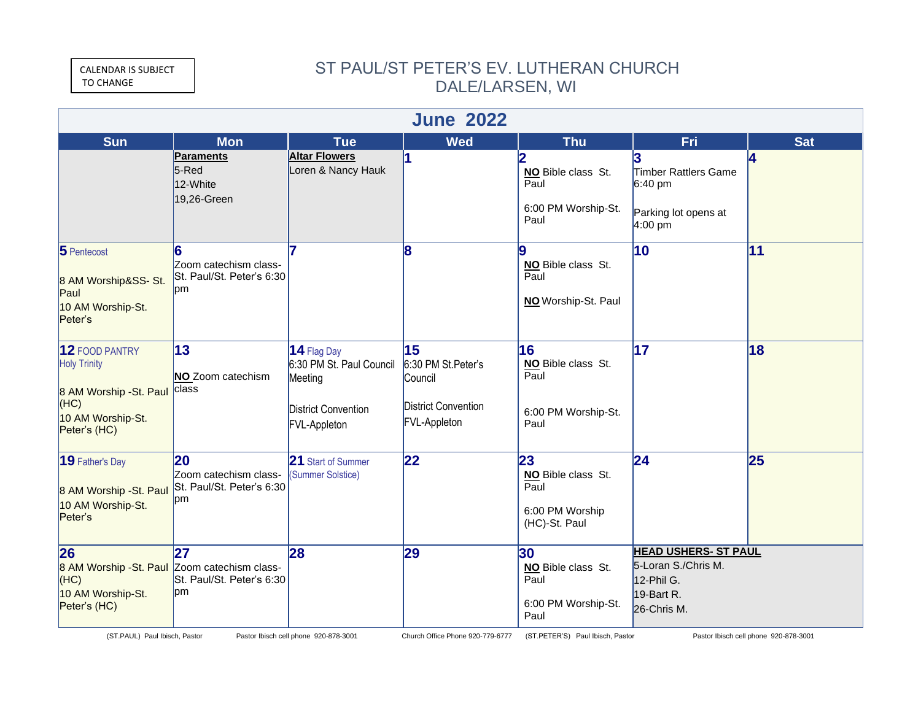CALENDAR IS SUBJECT TO CHANGE

# ST PAUL/ST PETER'S EV. LUTHERAN CHURCH
# DALE/LARSEN, WI

## June 2022

| Sun | Mon | Tue | Wed | Thu | Fri | Sat |
|---|---|---|---|---|---|---|
| | **Paraments** 5-Red 12-White 19,26-Green | **Altar Flowers** Loren & Nancy Hauk | **1** | **2** **NO** Bible class St. Paul 6:00 PM Worship-St. Paul | **3** Timber Rattlers Game 6:40 pm Parking lot opens at 4:00 pm | **4** |
| **5** Pentecost 8 AM Worship&SS- St. Paul 10 AM Worship-St. Peter's | **6** Zoom catechism class- St. Paul/St. Peter's 6:30 pm | **7** | **8** | **9** **NO** Bible class St. Paul **NO** Worship-St. Paul | **10** | **11** |
| **12** FOOD PANTRY Holy Trinity 8 AM Worship -St. Paul (HC) 10 AM Worship-St. Peter's (HC) | **13** **NO** Zoom catechism class | **14** Flag Day 6:30 PM St. Paul Council Meeting District Convention FVL-Appleton | **15** 6:30 PM St.Peter's Council District Convention FVL-Appleton | **16** **NO** Bible class St. Paul 6:00 PM Worship-St. Paul | **17** | **18** |
| **19** Father's Day 8 AM Worship -St. Paul 10 AM Worship-St. Peter's | **20** Zoom catechism class- St. Paul/St. Peter's 6:30 pm | **21** Start of Summer (Summer Solstice) | **22** | **23** **NO** Bible class St. Paul 6:00 PM Worship (HC)-St. Paul | **24** | **25** |
| **26** 8 AM Worship -St. Paul (HC) 10 AM Worship-St. Peter's (HC) | **27** Zoom catechism class- St. Paul/St. Peter's 6:30 pm | **28** | **29** | **30** **NO** Bible class St. Paul 6:00 PM Worship-St. Paul | **HEAD USHERS- ST PAUL** 5-Loran S./Chris M. 12-Phil G. 19-Bart R. 26-Chris M. | |

(ST.PAUL) Paul Ibisch, Pastor Pastor Ibisch cell phone 920-878-3001 Church Office Phone 920-779-6777 (ST.PETER'S) Paul Ibisch, Pastor Pastor Ibisch cell phone 920-878-3001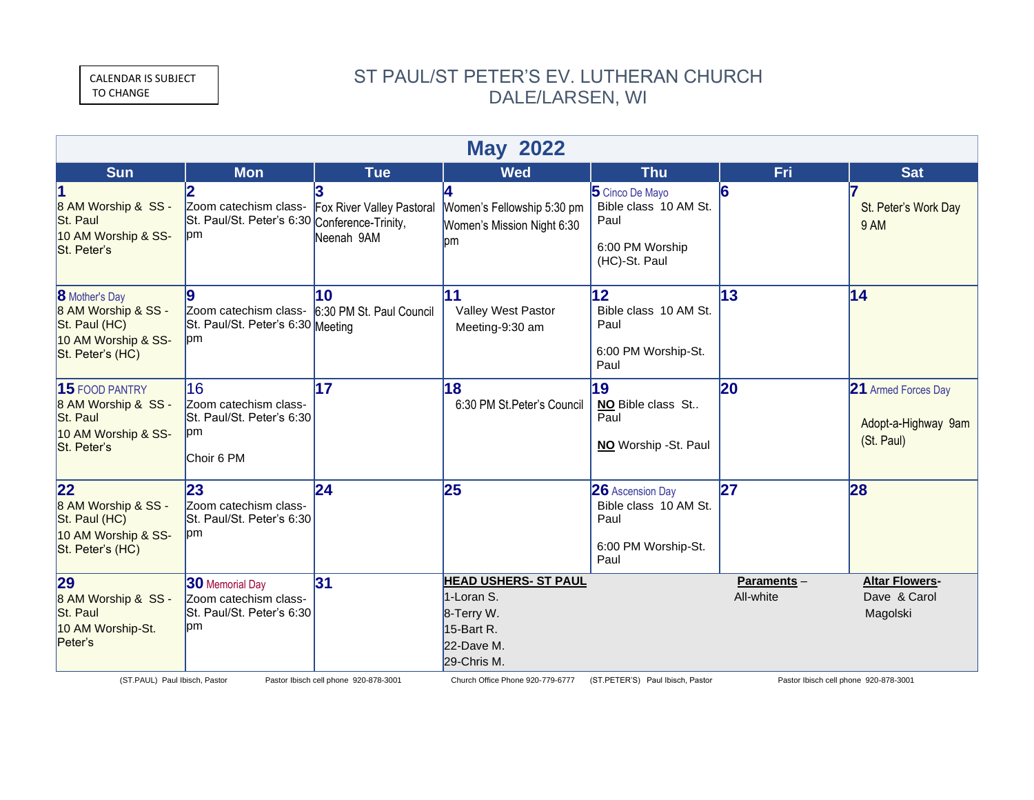CALENDAR IS SUBJECT TO CHANGE

# ST PAUL/ST PETER'S EV. LUTHERAN CHURCH
## DALE/LARSEN, WI

## May 2022

| Sun | Mon | Tue | Wed | Thu | Fri | Sat |
|---|---|---|---|---|---|---|
| **1** 8 AM Worship & SS - St. Paul<br>10 AM Worship & SS- St. Peter's | **2** Zoom catechism class- St. Paul/St. Peter's 6:30 pm | **3** Fox River Valley Pastoral Conference-Trinity, Neenah 9AM | **4** Women's Fellowship 5:30 pm<br>Women's Mission Night 6:30 pm | **5** Cinco De Mayo<br>Bible class 10 AM St. Paul<br>6:00 PM Worship (HC)-St. Paul | **6** | **7** St. Peter's Work Day 9 AM |
| **8** Mother's Day<br>8 AM Worship & SS - St. Paul (HC)<br>10 AM Worship & SS- St. Peter's (HC) | **9** Zoom catechism class- St. Paul/St. Peter's 6:30 pm | **10** 6:30 PM St. Paul Council Meeting | **11** Valley West Pastor Meeting-9:30 am | **12** Bible class 10 AM St. Paul<br>6:00 PM Worship-St. Paul | **13** | **14** |
| **15** FOOD PANTRY<br>8 AM Worship & SS - St. Paul<br>10 AM Worship & SS- St. Peter's | **16** Zoom catechism class- St. Paul/St. Peter's 6:30 pm<br>Choir 6 PM | **17** | **18** 6:30 PM St.Peter's Council | **19** **NO** Bible class St.. Paul<br>**NO** Worship -St. Paul | **20** | **21** Armed Forces Day<br>Adopt-a-Highway 9am (St. Paul) |
| **22** 8 AM Worship & SS - St. Paul (HC)<br>10 AM Worship & SS- St. Peter's (HC) | **23** Zoom catechism class- St. Paul/St. Peter's 6:30 pm | **24** | **25** | **26** Ascension Day<br>Bible class 10 AM St. Paul<br>6:00 PM Worship-St. Paul | **27** | **28** |
| **29** 8 AM Worship & SS - St. Paul<br>10 AM Worship-St. Peter's | **30** Memorial Day<br>Zoom catechism class- St. Paul/St. Peter's 6:30 pm | **31** | **HEAD USHERS- ST PAUL**<br>1-Loran S.<br>8-Terry W.<br>15-Bart R.<br>22-Dave M.<br>29-Chris M. | | **Paraments** – All-white | **Altar Flowers-** Dave & Carol Magolski |

(ST.PAUL) Paul Ibisch, Pastor Pastor Ibisch cell phone 920-878-3001 Church Office Phone 920-779-6777 (ST.PETER'S) Paul Ibisch, Pastor Pastor Ibisch cell phone 920-878-3001